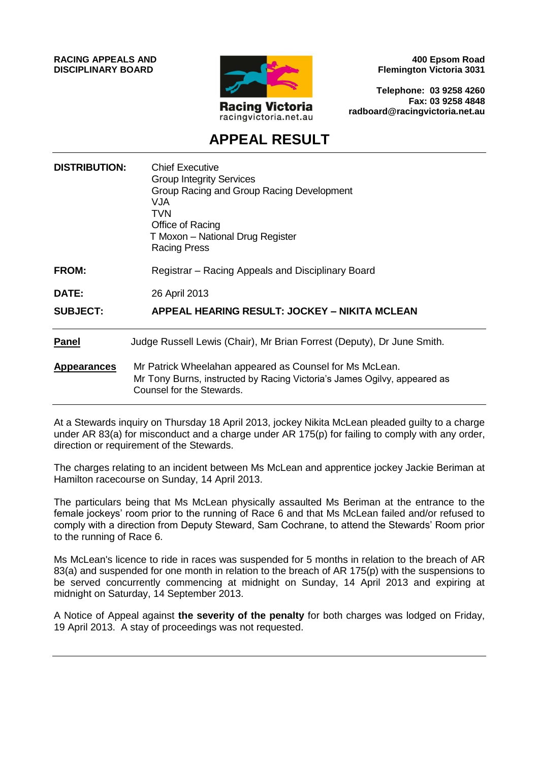**RACING APPEALS AND DISCIPLINARY BOARD**

Racing Victoria
racingvictoria.net.au

**400 Epsom Road**
**Flemington Victoria 3031**

**Telephone: 03 9258 4260**
**Fax: 03 9258 4848**
**radboard@racingvictoria.net.au**

# APPEAL RESULT

| | |
|---|---|
| **DISTRIBUTION:** | Chief Executive<br>Group Integrity Services<br>Group Racing and Group Racing Development<br>VJA<br>TVN<br>Office of Racing<br>T Moxon – National Drug Register<br>Racing Press |
| **FROM:** | Registrar – Racing Appeals and Disciplinary Board |
| **DATE:** | 26 April 2013 |
| **SUBJECT:** | **APPEAL HEARING RESULT: JOCKEY – NIKITA MCLEAN** |

**Panel** Judge Russell Lewis (Chair), Mr Brian Forrest (Deputy), Dr June Smith.

**Appearances** Mr Patrick Wheelahan appeared as Counsel for Ms McLean.
Mr Tony Burns, instructed by Racing Victoria's James Ogilvy, appeared as Counsel for the Stewards.

At a Stewards inquiry on Thursday 18 April 2013, jockey Nikita McLean pleaded guilty to a charge under AR 83(a) for misconduct and a charge under AR 175(p) for failing to comply with any order, direction or requirement of the Stewards.

The charges relating to an incident between Ms McLean and apprentice jockey Jackie Beriman at Hamilton racecourse on Sunday, 14 April 2013.

The particulars being that Ms McLean physically assaulted Ms Beriman at the entrance to the female jockeys' room prior to the running of Race 6 and that Ms McLean failed and/or refused to comply with a direction from Deputy Steward, Sam Cochrane, to attend the Stewards' Room prior to the running of Race 6.

Ms McLean's licence to ride in races was suspended for 5 months in relation to the breach of AR 83(a) and suspended for one month in relation to the breach of AR 175(p) with the suspensions to be served concurrently commencing at midnight on Sunday, 14 April 2013 and expiring at midnight on Saturday, 14 September 2013.

A Notice of Appeal against **the severity of the penalty** for both charges was lodged on Friday, 19 April 2013. A stay of proceedings was not requested.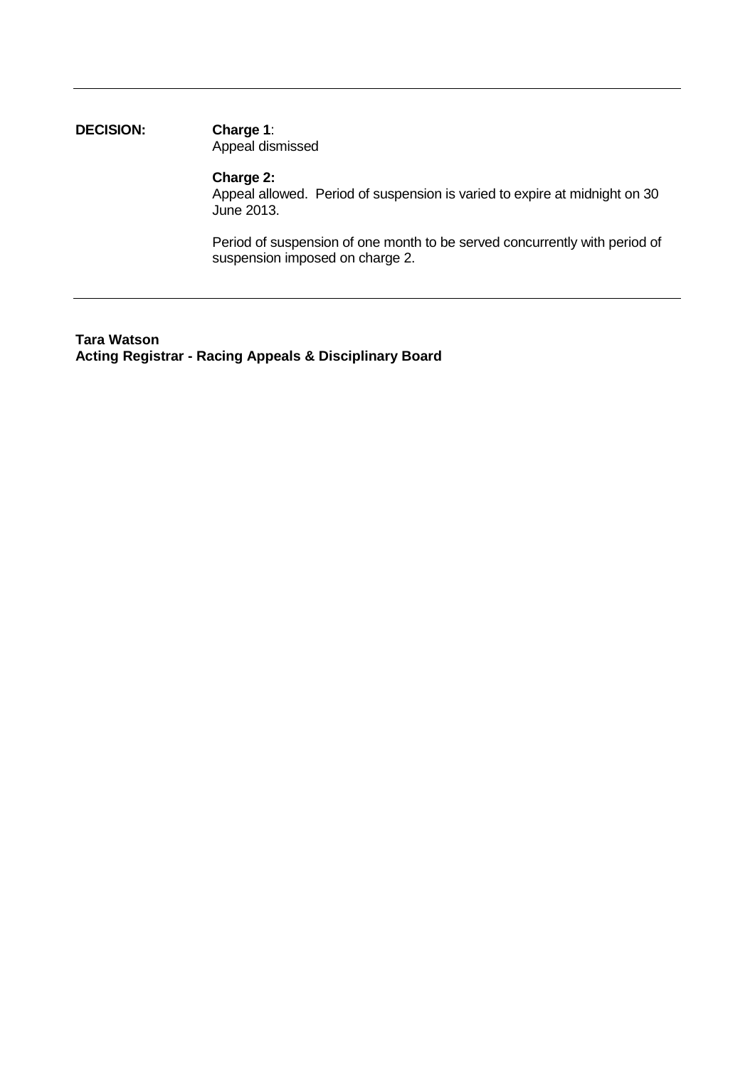---

**DECISION:**

**Charge 1**:
Appeal dismissed

**Charge 2:**
Appeal allowed. Period of suspension is varied to expire at midnight on 30 June 2013.

Period of suspension of one month to be served concurrently with period of suspension imposed on charge 2.

---

**Tara Watson**
**Acting Registrar - Racing Appeals & Disciplinary Board**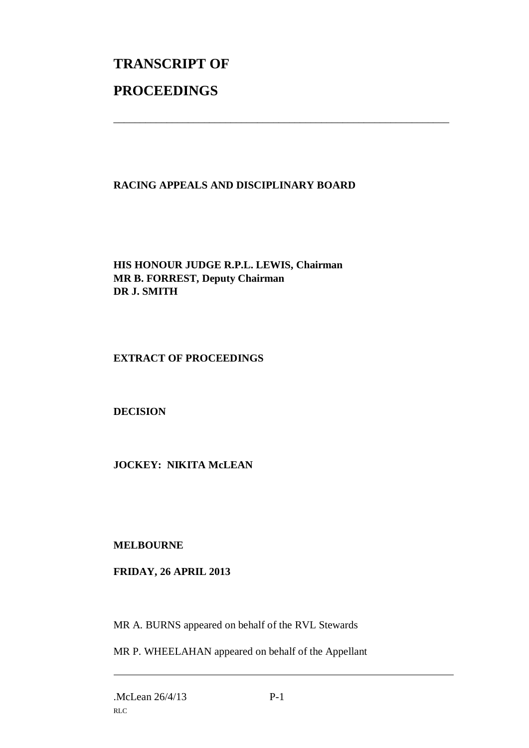# TRANSCRIPT OF

# PROCEEDINGS

---

**RACING APPEALS AND DISCIPLINARY BOARD**

**HIS HONOUR JUDGE R.P.L. LEWIS, Chairman**
**MR B. FORREST, Deputy Chairman**
**DR J. SMITH**

**EXTRACT OF PROCEEDINGS**

**DECISION**

**JOCKEY: NIKITA McLEAN**

**MELBOURNE**

**FRIDAY, 26 APRIL 2013**

MR A. BURNS appeared on behalf of the RVL Stewards

MR P. WHEELAHAN appeared on behalf of the Appellant

---

.McLean 26/4/13
RLC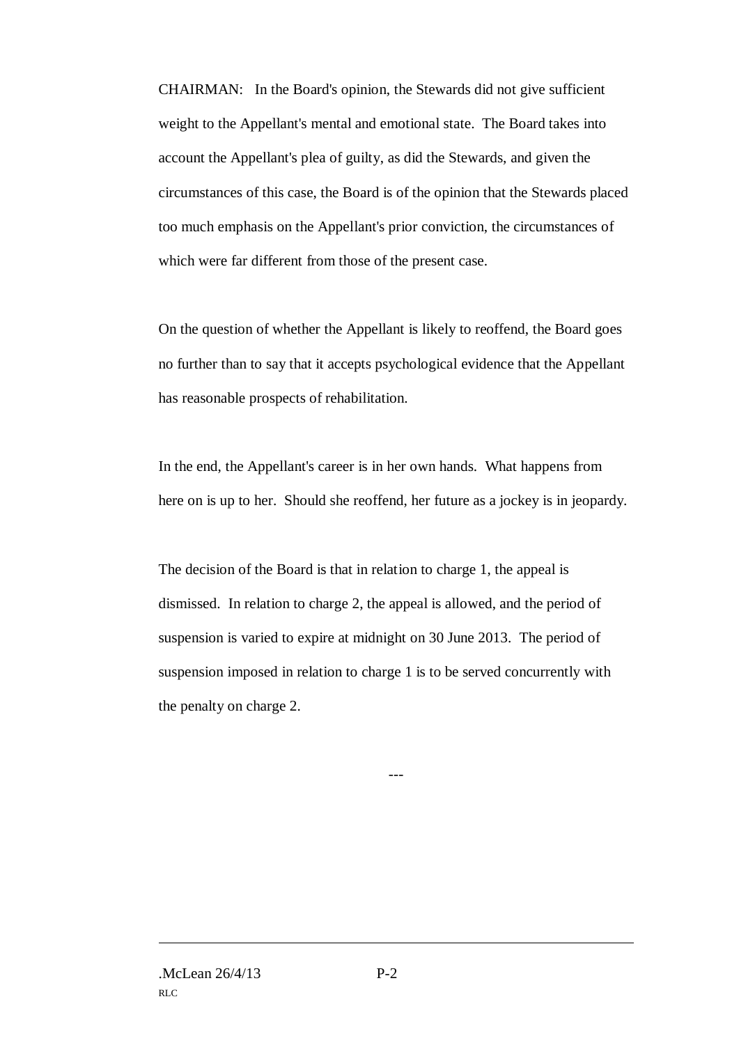CHAIRMAN: In the Board's opinion, the Stewards did not give sufficient weight to the Appellant's mental and emotional state. The Board takes into account the Appellant's plea of guilty, as did the Stewards, and given the circumstances of this case, the Board is of the opinion that the Stewards placed too much emphasis on the Appellant's prior conviction, the circumstances of which were far different from those of the present case.

On the question of whether the Appellant is likely to reoffend, the Board goes no further than to say that it accepts psychological evidence that the Appellant has reasonable prospects of rehabilitation.

In the end, the Appellant's career is in her own hands. What happens from here on is up to her. Should she reoffend, her future as a jockey is in jeopardy.

The decision of the Board is that in relation to charge 1, the appeal is dismissed. In relation to charge 2, the appeal is allowed, and the period of suspension is varied to expire at midnight on 30 June 2013. The period of suspension imposed in relation to charge 1 is to be served concurrently with the penalty on charge 2.

---